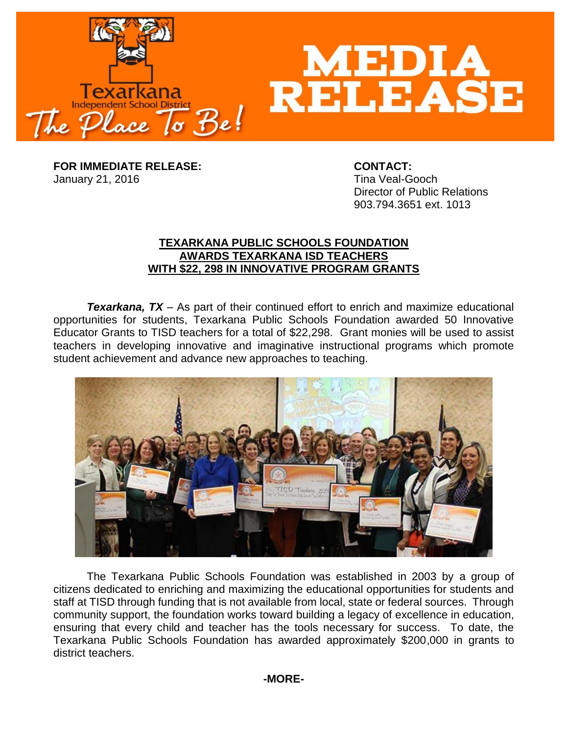# MEDIA RELEASE

Texarkana Independent School District
The Place To Be!

**FOR IMMEDIATE RELEASE:**
January 21, 2016

**CONTACT:**
Tina Veal-Gooch
Director of Public Relations
903.794.3651 ext. 1013

## TEXARKANA PUBLIC SCHOOLS FOUNDATION AWARDS TEXARKANA ISD TEACHERS WITH $22, 298 IN INNOVATIVE PROGRAM GRANTS

***Texarkana, TX*** – As part of their continued effort to enrich and maximize educational opportunities for students, Texarkana Public Schools Foundation awarded 50 Innovative Educator Grants to TISD teachers for a total of $22,298. Grant monies will be used to assist teachers in developing innovative and imaginative instructional programs which promote student achievement and advance new approaches to teaching.

The Texarkana Public Schools Foundation was established in 2003 by a group of citizens dedicated to enriching and maximizing the educational opportunities for students and staff at TISD through funding that is not available from local, state or federal sources. Through community support, the foundation works toward building a legacy of excellence in education, ensuring that every child and teacher has the tools necessary for success. To date, the Texarkana Public Schools Foundation has awarded approximately $200,000 in grants to district teachers.

**-MORE-**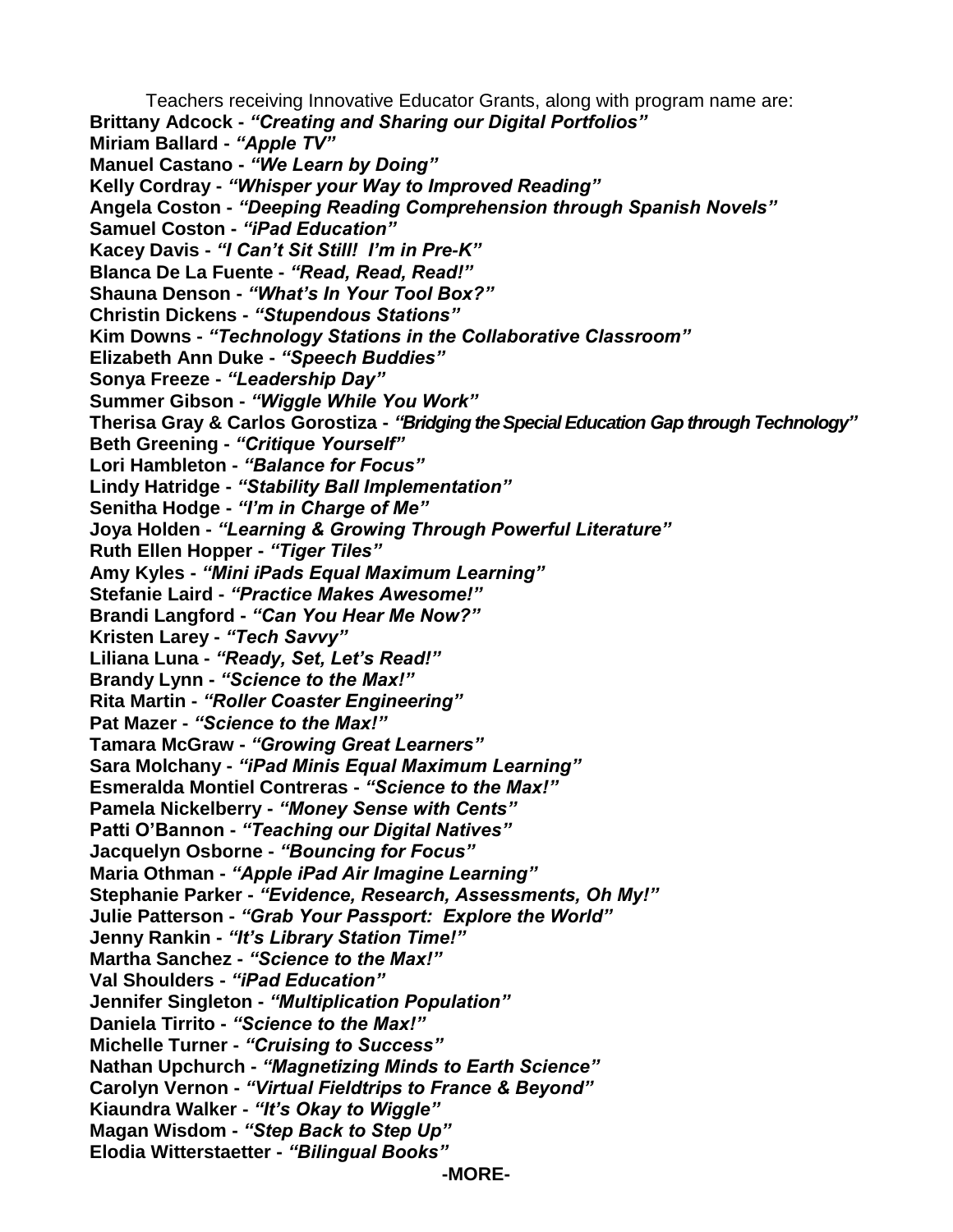Teachers receiving Innovative Educator Grants, along with program name are:

**Brittany Adcock -** ***"Creating and Sharing our Digital Portfolios"***
**Miriam Ballard -** ***"Apple TV"***
**Manuel Castano -** ***"We Learn by Doing"***
**Kelly Cordray -** ***"Whisper your Way to Improved Reading"***
**Angela Coston -** ***"Deeping Reading Comprehension through Spanish Novels"***
**Samuel Coston -** ***"iPad Education"***
**Kacey Davis -** ***"I Can't Sit Still! I'm in Pre-K"***
**Blanca De La Fuente -** ***"Read, Read, Read!"***
**Shauna Denson -** ***"What's In Your Tool Box?"***
**Christin Dickens -** ***"Stupendous Stations"***
**Kim Downs -** ***"Technology Stations in the Collaborative Classroom"***
**Elizabeth Ann Duke -** ***"Speech Buddies"***
**Sonya Freeze -** ***"Leadership Day"***
**Summer Gibson -** ***"Wiggle While You Work"***
**Therisa Gray & Carlos Gorostiza -** ***"Bridging the Special Education Gap through Technology"***
**Beth Greening -** ***"Critique Yourself"***
**Lori Hambleton -** ***"Balance for Focus"***
**Lindy Hatridge -** ***"Stability Ball Implementation"***
**Senitha Hodge -** ***"I'm in Charge of Me"***
**Joya Holden -** ***"Learning & Growing Through Powerful Literature"***
**Ruth Ellen Hopper -** ***"Tiger Tiles"***
**Amy Kyles -** ***"Mini iPads Equal Maximum Learning"***
**Stefanie Laird -** ***"Practice Makes Awesome!"***
**Brandi Langford -** ***"Can You Hear Me Now?"***
**Kristen Larey -** ***"Tech Savvy"***
**Liliana Luna -** ***"Ready, Set, Let's Read!"***
**Brandy Lynn -** ***"Science to the Max!"***
**Rita Martin -** ***"Roller Coaster Engineering"***
**Pat Mazer -** ***"Science to the Max!"***
**Tamara McGraw -** ***"Growing Great Learners"***
**Sara Molchany -** ***"iPad Minis Equal Maximum Learning"***
**Esmeralda Montiel Contreras -** ***"Science to the Max!"***
**Pamela Nickelberry -** ***"Money Sense with Cents"***
**Patti O'Bannon -** ***"Teaching our Digital Natives"***
**Jacquelyn Osborne -** ***"Bouncing for Focus"***
**Maria Othman -** ***"Apple iPad Air Imagine Learning"***
**Stephanie Parker -** ***"Evidence, Research, Assessments, Oh My!"***
**Julie Patterson -** ***"Grab Your Passport: Explore the World"***
**Jenny Rankin -** ***"It's Library Station Time!"***
**Martha Sanchez -** ***"Science to the Max!"***
**Val Shoulders -** ***"iPad Education"***
**Jennifer Singleton -** ***"Multiplication Population"***
**Daniela Tirrito -** ***"Science to the Max!"***
**Michelle Turner -** ***"Cruising to Success"***
**Nathan Upchurch -** ***"Magnetizing Minds to Earth Science"***
**Carolyn Vernon -** ***"Virtual Fieldtrips to France & Beyond"***
**Kiaundra Walker -** ***"It's Okay to Wiggle"***
**Magan Wisdom -** ***"Step Back to Step Up"***
**Elodia Witterstaetter -** ***"Bilingual Books"***

**-MORE-**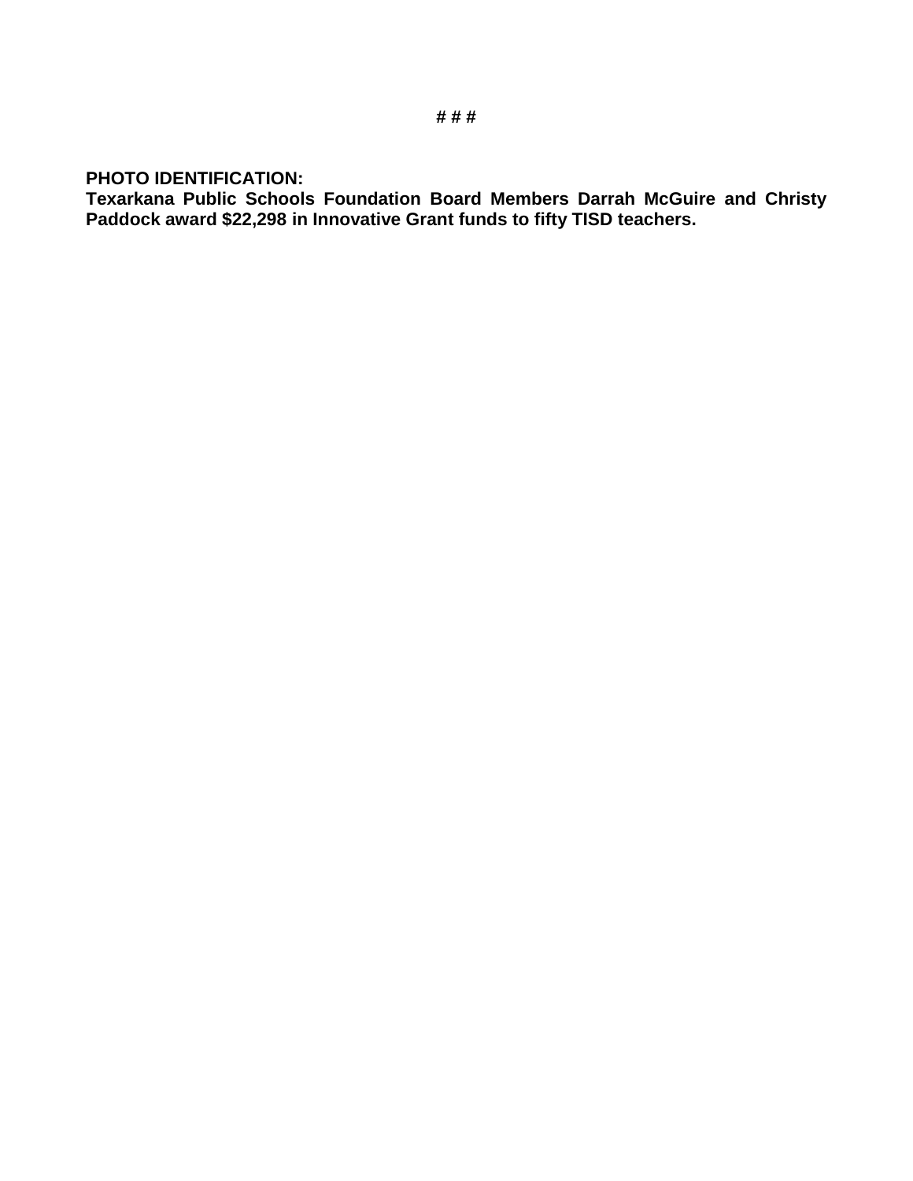# # #

**PHOTO IDENTIFICATION:**
**Texarkana Public Schools Foundation Board Members Darrah McGuire and Christy Paddock award $22,298 in Innovative Grant funds to fifty TISD teachers.**